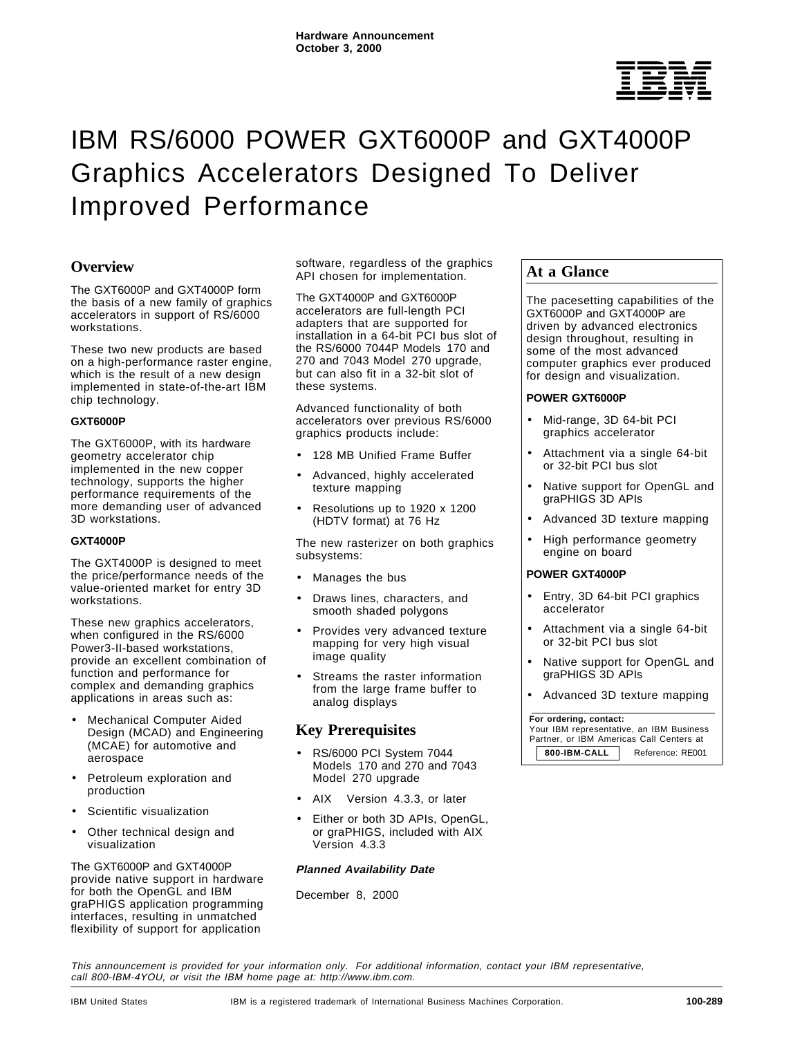**Hardware Announcement**
**October 3, 2000**

# IBM RS/6000 POWER GXT6000P and GXT4000P Graphics Accelerators Designed To Deliver Improved Performance

## Overview

The GXT6000P and GXT4000P form the basis of a new family of graphics accelerators in support of RS/6000 workstations.

These two new products are based on a high-performance raster engine, which is the result of a new design implemented in state-of-the-art IBM chip technology.

**GXT6000P**

The GXT6000P, with its hardware geometry accelerator chip implemented in the new copper technology, supports the higher performance requirements of the more demanding user of advanced 3D workstations.

**GXT4000P**

The GXT4000P is designed to meet the price/performance needs of the value-oriented market for entry 3D workstations.

These new graphics accelerators, when configured in the RS/6000 Power3-II-based workstations, provide an excellent combination of function and performance for complex and demanding graphics applications in areas such as:

- Mechanical Computer Aided Design (MCAD) and Engineering (MCAE) for automotive and aerospace
- Petroleum exploration and production
- Scientific visualization
- Other technical design and visualization

The GXT6000P and GXT4000P provide native support in hardware for both the OpenGL and IBM graPHIGS application programming interfaces, resulting in unmatched flexibility of support for application software, regardless of the graphics API chosen for implementation.

The GXT4000P and GXT6000P accelerators are full-length PCI adapters that are supported for installation in a 64-bit PCI bus slot of the RS/6000 7044P Models 170 and 270 and 7043 Model 270 upgrade, but can also fit in a 32-bit slot of these systems.

Advanced functionality of both accelerators over previous RS/6000 graphics products include:

- 128 MB Unified Frame Buffer
- Advanced, highly accelerated texture mapping
- Resolutions up to 1920 x 1200 (HDTV format) at 76 Hz

The new rasterizer on both graphics subsystems:

- Manages the bus
- Draws lines, characters, and smooth shaded polygons
- Provides very advanced texture mapping for very high visual image quality
- Streams the raster information from the large frame buffer to analog displays

## Key Prerequisites

- RS/6000 PCI System 7044 Models 170 and 270 and 7043 Model 270 upgrade
- AIX Version 4.3.3, or later
- Either or both 3D APIs, OpenGL, or graPHIGS, included with AIX Version 4.3.3

***Planned Availability Date***

December 8, 2000

## At a Glance

The pacesetting capabilities of the GXT6000P and GXT4000P are driven by advanced electronics design throughout, resulting in some of the most advanced computer graphics ever produced for design and visualization.

**POWER GXT6000P**

- Mid-range, 3D 64-bit PCI graphics accelerator
- Attachment via a single 64-bit or 32-bit PCI bus slot
- Native support for OpenGL and graPHIGS 3D APIs
- Advanced 3D texture mapping
- High performance geometry engine on board

**POWER GXT4000P**

- Entry, 3D 64-bit PCI graphics accelerator
- Attachment via a single 64-bit or 32-bit PCI bus slot
- Native support for OpenGL and graPHIGS 3D APIs
- Advanced 3D texture mapping

**For ordering, contact:**
Your IBM representative, an IBM Business Partner, or IBM Americas Call Centers at **800-IBM-CALL** Reference: RE001

*This announcement is provided for your information only. For additional information, contact your IBM representative, call 800-IBM-4YOU, or visit the IBM home page at: http://www.ibm.com.*

IBM United States — IBM is a registered trademark of International Business Machines Corporation. — **100-289**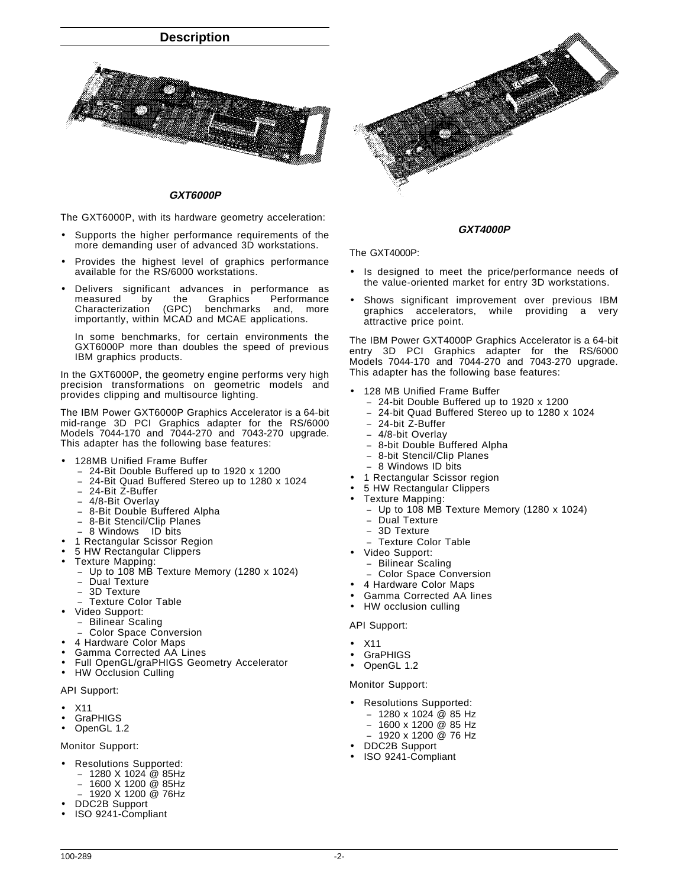## Description

***GXT6000P***

The GXT6000P, with its hardware geometry acceleration:

- Supports the higher performance requirements of the more demanding user of advanced 3D workstations.
- Provides the highest level of graphics performance available for the RS/6000 workstations.
- Delivers significant advances in performance as measured by the Graphics Performance Characterization (GPC) benchmarks and, more importantly, within MCAD and MCAE applications.

  In some benchmarks, for certain environments the GXT6000P more than doubles the speed of previous IBM graphics products.

In the GXT6000P, the geometry engine performs very high precision transformations on geometric models and provides clipping and multisource lighting.

The IBM Power GXT6000P Graphics Accelerator is a 64-bit mid-range 3D PCI Graphics adapter for the RS/6000 Models 7044-170 and 7044-270 and 7043-270 upgrade. This adapter has the following base features:

- 128MB Unified Frame Buffer
  - 24-Bit Double Buffered up to 1920 x 1200
  - 24-Bit Quad Buffered Stereo up to 1280 x 1024
  - 24-Bit Z-Buffer
  - 4/8-Bit Overlay
  - 8-Bit Double Buffered Alpha
  - 8-Bit Stencil/Clip Planes
  - 8 Windows ID bits
- 1 Rectangular Scissor Region
- 5 HW Rectangular Clippers
- Texture Mapping:
  - Up to 108 MB Texture Memory (1280 x 1024)
  - Dual Texture
  - 3D Texture
  - Texture Color Table
- Video Support:
  - Bilinear Scaling
  - Color Space Conversion
- 4 Hardware Color Maps
- Gamma Corrected AA Lines
- Full OpenGL/graPHIGS Geometry Accelerator
- HW Occlusion Culling

API Support:

- X11
- GraPHIGS
- OpenGL 1.2

Monitor Support:

- Resolutions Supported:
  - 1280 X 1024 @ 85Hz
  - 1600 X 1200 @ 85Hz
  - 1920 X 1200 @ 76Hz
- DDC2B Support
- ISO 9241-Compliant

***GXT4000P***

The GXT4000P:

- Is designed to meet the price/performance needs of the value-oriented market for entry 3D workstations.
- Shows significant improvement over previous IBM graphics accelerators, while providing a very attractive price point.

The IBM Power GXT4000P Graphics Accelerator is a 64-bit entry 3D PCI Graphics adapter for the RS/6000 Models 7044-170 and 7044-270 and 7043-270 upgrade. This adapter has the following base features:

- 128 MB Unified Frame Buffer
  - 24-bit Double Buffered up to 1920 x 1200
  - 24-bit Quad Buffered Stereo up to 1280 x 1024
  - 24-bit Z-Buffer
  - 4/8-bit Overlay
  - 8-bit Double Buffered Alpha
  - 8-bit Stencil/Clip Planes
  - 8 Windows ID bits
- 1 Rectangular Scissor region
- 5 HW Rectangular Clippers
- Texture Mapping:
  - Up to 108 MB Texture Memory (1280 x 1024)
  - Dual Texture
  - 3D Texture
  - Texture Color Table
- Video Support:
  - Bilinear Scaling
  - Color Space Conversion
- 4 Hardware Color Maps
- Gamma Corrected AA lines
- HW occlusion culling

API Support:

- X11
- GraPHIGS
- OpenGL 1.2

Monitor Support:

- Resolutions Supported:
  - 1280 x 1024 @ 85 Hz
  - 1600 x 1200 @ 85 Hz
  - 1920 x 1200 @ 76 Hz
- DDC2B Support
- ISO 9241-Compliant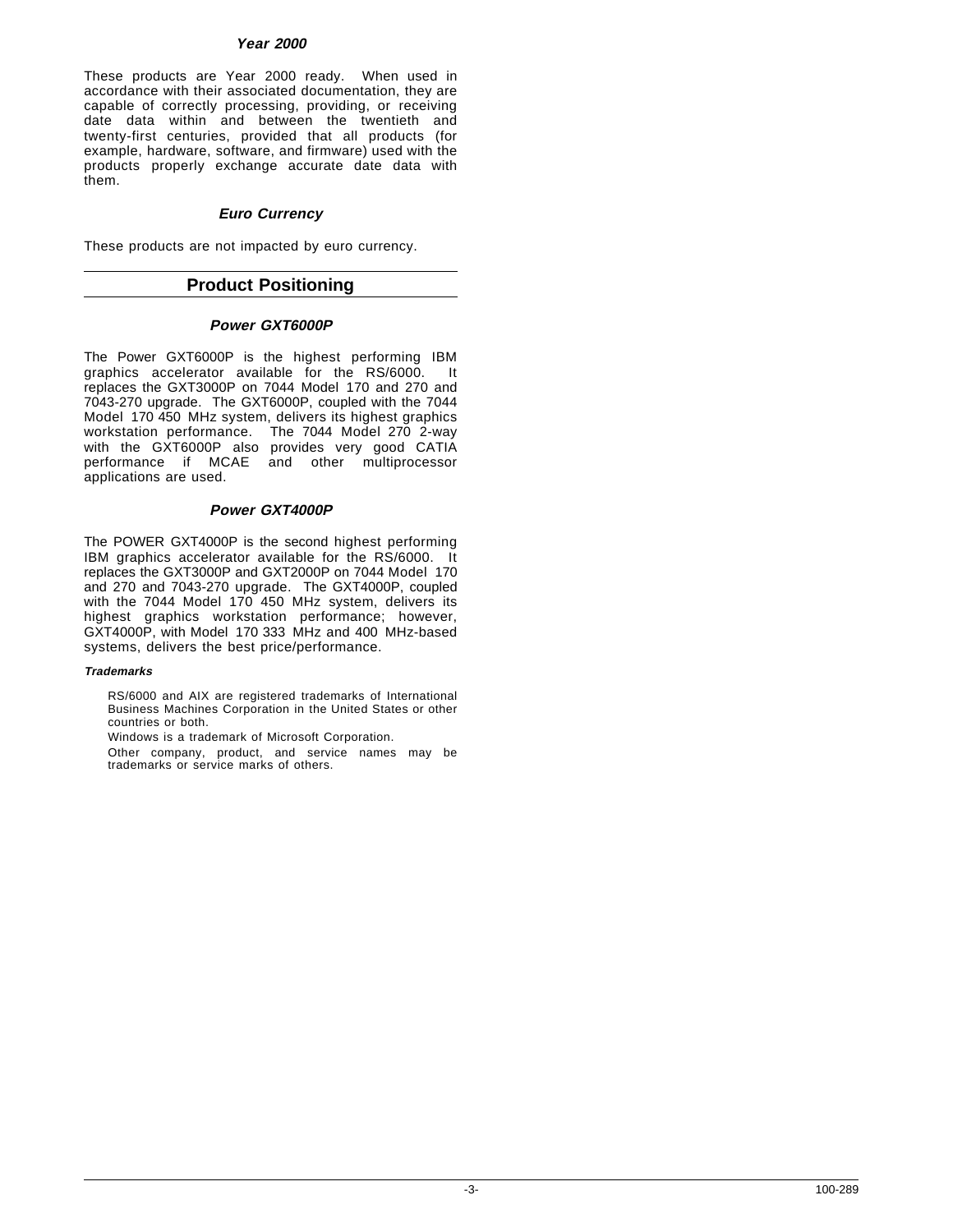### *Year 2000*

These products are Year 2000 ready. When used in accordance with their associated documentation, they are capable of correctly processing, providing, or receiving date data within and between the twentieth and twenty-first centuries, provided that all products (for example, hardware, software, and firmware) used with the products properly exchange accurate date data with them.

### *Euro Currency*

These products are not impacted by euro currency.

## Product Positioning

### *Power GXT6000P*

The Power GXT6000P is the highest performing IBM graphics accelerator available for the RS/6000. It replaces the GXT3000P on 7044 Model 170 and 270 and 7043-270 upgrade. The GXT6000P, coupled with the 7044 Model 170 450 MHz system, delivers its highest graphics workstation performance. The 7044 Model 270 2-way with the GXT6000P also provides very good CATIA performance if MCAE and other multiprocessor applications are used.

### *Power GXT4000P*

The POWER GXT4000P is the second highest performing IBM graphics accelerator available for the RS/6000. It replaces the GXT3000P and GXT2000P on 7044 Model 170 and 270 and 7043-270 upgrade. The GXT4000P, coupled with the 7044 Model 170 450 MHz system, delivers its highest graphics workstation performance; however, GXT4000P, with Model 170 333 MHz and 400 MHz-based systems, delivers the best price/performance.

#### *Trademarks*

RS/6000 and AIX are registered trademarks of International Business Machines Corporation in the United States or other countries or both.

Windows is a trademark of Microsoft Corporation.

Other company, product, and service names may be trademarks or service marks of others.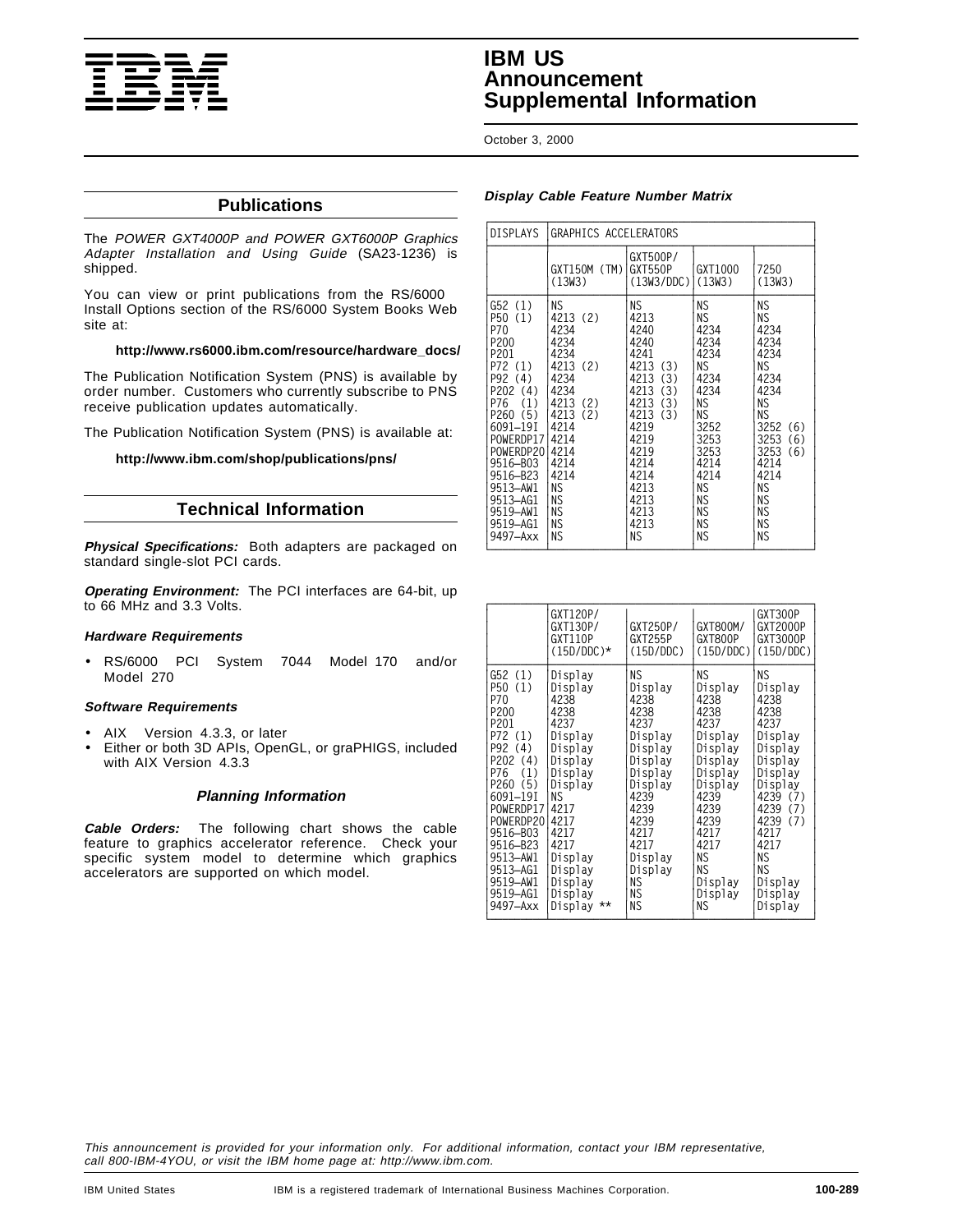## Publications

The *POWER GXT4000P and POWER GXT6000P Graphics Adapter Installation and Using Guide* (SA23-1236) is shipped.

You can view or print publications from the RS/6000 Install Options section of the RS/6000 System Books Web site at:

**http://www.rs6000.ibm.com/resource/hardware_docs/**

The Publication Notification System (PNS) is available by order number. Customers who currently subscribe to PNS receive publication updates automatically.

The Publication Notification System (PNS) is available at:

**http://www.ibm.com/shop/publications/pns/**

## Technical Information

***Physical Specifications:*** Both adapters are packaged on standard single-slot PCI cards.

***Operating Environment:*** The PCI interfaces are 64-bit, up to 66 MHz and 3.3 Volts.

#### Hardware Requirements

- RS/6000 PCI System 7044 Model 170 and/or Model 270

#### Software Requirements

- AIX Version 4.3.3, or later
- Either or both 3D APIs, OpenGL, or graPHIGS, included with AIX Version 4.3.3

### Planning Information

***Cable Orders:*** The following chart shows the cable feature to graphics accelerator reference. Check your specific system model to determine which graphics accelerators are supported on which model.

***Display Cable Feature Number Matrix***

| DISPLAYS | GRAPHICS ACCELERATORS | | | |
|---|---|---|---|---|
| | GXT150M (TM) (13W3) | GXT500P/ GXT550P (13W3/DDC) | GXT1000 (13W3) | 7250 (13W3) |
| G52 (1) | NS | NS | NS | NS |
| P50 (1) | 4213 (2) | 4213 | NS | NS |
| P70 | 4234 | 4240 | 4234 | 4234 |
| P200 | 4234 | 4240 | 4234 | 4234 |
| P201 | 4234 | 4241 | 4234 | 4234 |
| P72 (1) | 4213 (2) | 4213 (3) | NS | NS |
| P92 (4) | 4234 | 4213 (3) | 4234 | 4234 |
| P202 (4) | 4234 | 4213 (3) | 4234 | 4234 |
| P76 (1) | 4213 (2) | 4213 (3) | NS | NS |
| P260 (5) | 4213 (2) | 4213 (3) | NS | NS |
| 6091–19I | 4214 | 4219 | 3252 | 3252 (6) |
| POWERDP17 | 4214 | 4219 | 3253 | 3253 (6) |
| POWERDP20 | 4214 | 4219 | 3253 | 3253 (6) |
| 9516–B03 | 4214 | 4214 | 4214 | 4214 |
| 9516–B23 | 4214 | 4214 | 4214 | 4214 |
| 9513–AW1 | NS | 4213 | NS | NS |
| 9513–AG1 | NS | 4213 | NS | NS |
| 9519–AW1 | NS | 4213 | NS | NS |
| 9519–AG1 | NS | 4213 | NS | NS |
| 9497–Axx | NS | NS | NS | NS |

| | GXT120P/ GXT130P/ GXT110P (15D/DDC)* | GXT250P/ GXT255P (15D/DDC) | GXT800M/ GXT800P (15D/DDC) | GXT300P GXT2000P GXT3000P (15D/DDC) |
|---|---|---|---|---|
| G52 (1) | Display | NS | NS | NS |
| P50 (1) | Display | Display | Display | Display |
| P70 | 4238 | 4238 | 4238 | 4238 |
| P200 | 4238 | 4238 | 4238 | 4238 |
| P201 | 4237 | 4237 | 4237 | 4237 |
| P72 (1) | Display | Display | Display | Display |
| P92 (4) | Display | Display | Display | Display |
| P202 (4) | Display | Display | Display | Display |
| P76 (1) | Display | Display | Display | Display |
| P260 (5) | Display | Display | Display | Display |
| 6091–19I | NS | 4239 | 4239 | 4239 (7) |
| POWERDP17 | 4217 | 4239 | 4239 | 4239 (7) |
| POWERDP20 | 4217 | 4239 | 4239 | 4239 (7) |
| 9516–B03 | 4217 | 4217 | 4217 | 4217 |
| 9516–B23 | 4217 | 4217 | 4217 | 4217 |
| 9513–AW1 | Display | Display | NS | NS |
| 9513–AG1 | Display | Display | NS | NS |
| 9519–AW1 | Display | NS | Display | Display |
| 9519–AG1 | Display | NS | Display | Display |
| 9497–Axx | Display ** | NS | NS | Display |

*This announcement is provided for your information only. For additional information, contact your IBM representative, call 800-IBM-4YOU, or visit the IBM home page at: http://www.ibm.com.*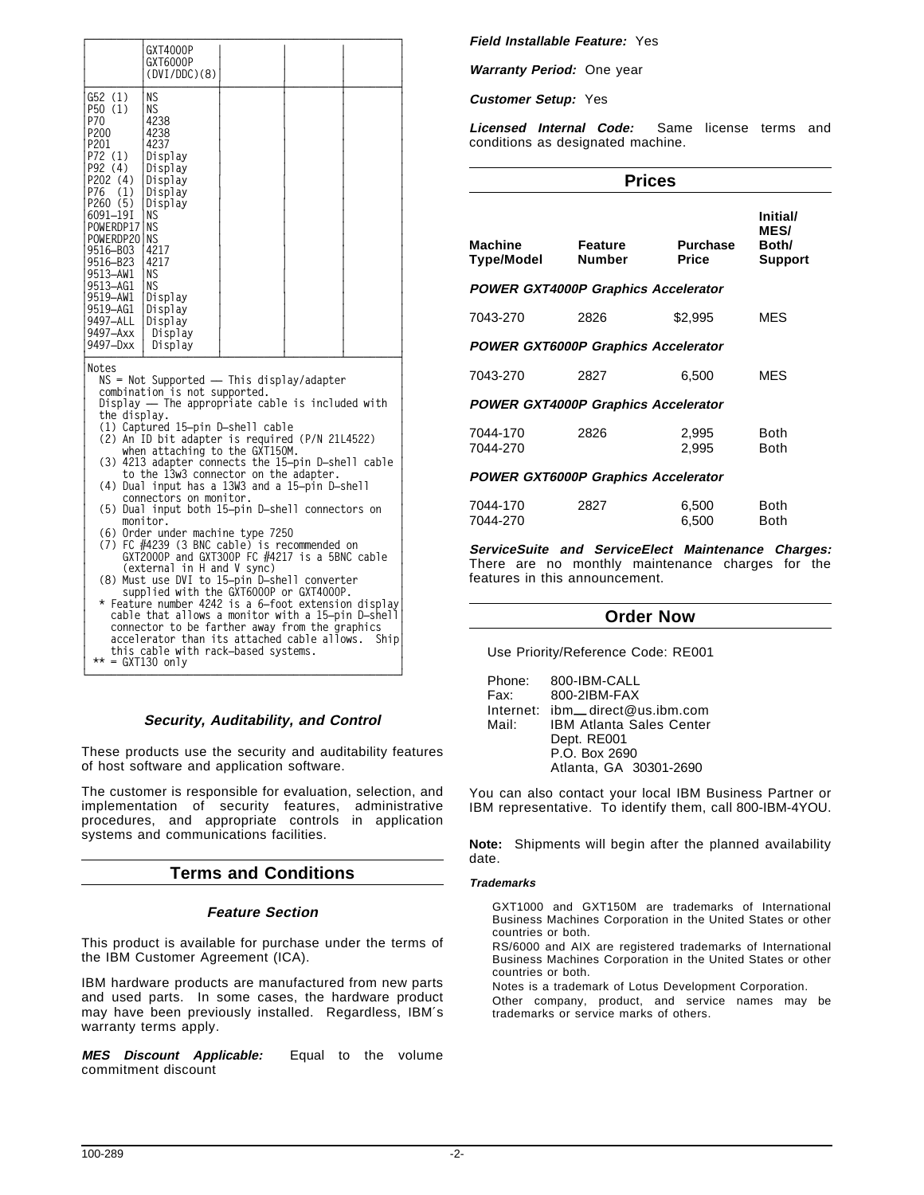|  | GXT4000P GXT6000P (DVI/DDC)(8) |  |  |  |
|---|---|---|---|---|
| G52 (1) | NS |  |  |  |
| P50 (1) | NS |  |  |  |
| P70 | 4238 |  |  |  |
| P200 | 4238 |  |  |  |
| P201 | 4237 |  |  |  |
| P72 (1) | Display |  |  |  |
| P92 (4) | Display |  |  |  |
| P202 (4) | Display |  |  |  |
| P76 (1) | Display |  |  |  |
| P260 (5) | Display |  |  |  |
| 6091-19I | NS |  |  |  |
| POWERDP17 | NS |  |  |  |
| POWERDP20 | NS |  |  |  |
| 9516-B03 | 4217 |  |  |  |
| 9516-B23 | 4217 |  |  |  |
| 9513-AW1 | NS |  |  |  |
| 9513-AG1 | NS |  |  |  |
| 9519-AW1 | Display |  |  |  |
| 9519-AG1 | Display |  |  |  |
| 9497-ALL | Display |  |  |  |
| 9497-Axx | Display |  |  |  |
| 9497-Dxx | Display |  |  |  |

Notes
- NS = Not Supported — This display/adapter combination is not supported.
- Display — The appropriate cable is included with the display.
- (1) Captured 15-pin D-shell cable
- (2) An ID bit adapter is required (P/N 21L4522) when attaching to the GXT150M.
- (3) 4213 adapter connects the 15-pin D-shell cable to the 13w3 connector on the adapter.
- (4) Dual input has a 13W3 and a 15-pin D-shell connectors on monitor.
- (5) Dual input both 15-pin D-shell connectors on monitor.
- (6) Order under machine type 7250
- (7) FC #4239 (3 BNC cable) is recommended on GXT2000P and GXT300P FC #4217 is a 5BNC cable (external in H and V sync)
- (8) Must use DVI to 15-pin D-shell converter supplied with the GXT6000P or GXT4000P.
- \* Feature number 4242 is a 6-foot extension display cable that allows a monitor with a 15-pin D-shell connector to be farther away from the graphics accelerator than its attached cable allows. Ship this cable with rack-based systems.
- ** = GXT130 only

### Security, Auditability, and Control

These products use the security and auditability features of host software and application software.

The customer is responsible for evaluation, selection, and implementation of security features, administrative procedures, and appropriate controls in application systems and communications facilities.

## Terms and Conditions

### Feature Section

This product is available for purchase under the terms of the IBM Customer Agreement (ICA).

IBM hardware products are manufactured from new parts and used parts. In some cases, the hardware product may have been previously installed. Regardless, IBM's warranty terms apply.

***MES Discount Applicable:*** Equal to the volume commitment discount

***Field Installable Feature:*** Yes

***Warranty Period:*** One year

***Customer Setup:*** Yes

***Licensed Internal Code:*** Same license terms and conditions as designated machine.

## Prices

| Machine Type/Model | Feature Number | Purchase Price | Initial/ MES/ Both/ Support |
|---|---|---|---|
| ***POWER GXT4000P Graphics Accelerator*** | | | |
| 7043-270 | 2826 | $2,995 | MES |
| ***POWER GXT6000P Graphics Accelerator*** | | | |
| 7043-270 | 2827 | 6,500 | MES |
| ***POWER GXT4000P Graphics Accelerator*** | | | |
| 7044-170 | 2826 | 2,995 | Both |
| 7044-270 | | 2,995 | Both |
| ***POWER GXT6000P Graphics Accelerator*** | | | |
| 7044-170 | 2827 | 6,500 | Both |
| 7044-270 | | 6,500 | Both |

***ServiceSuite and ServiceElect Maintenance Charges:*** There are no monthly maintenance charges for the features in this announcement.

## Order Now

Use Priority/Reference Code: RE001

Phone: 800-IBM-CALL
Fax: 800-2IBM-FAX
Internet: ibm_direct@us.ibm.com
Mail: IBM Atlanta Sales Center
Dept. RE001
P.O. Box 2690
Atlanta, GA 30301-2690

You can also contact your local IBM Business Partner or IBM representative. To identify them, call 800-IBM-4YOU.

**Note:** Shipments will begin after the planned availability date.

***Trademarks***

GXT1000 and GXT150M are trademarks of International Business Machines Corporation in the United States or other countries or both.

RS/6000 and AIX are registered trademarks of International Business Machines Corporation in the United States or other countries or both.

Notes is a trademark of Lotus Development Corporation.

Other company, product, and service names may be trademarks or service marks of others.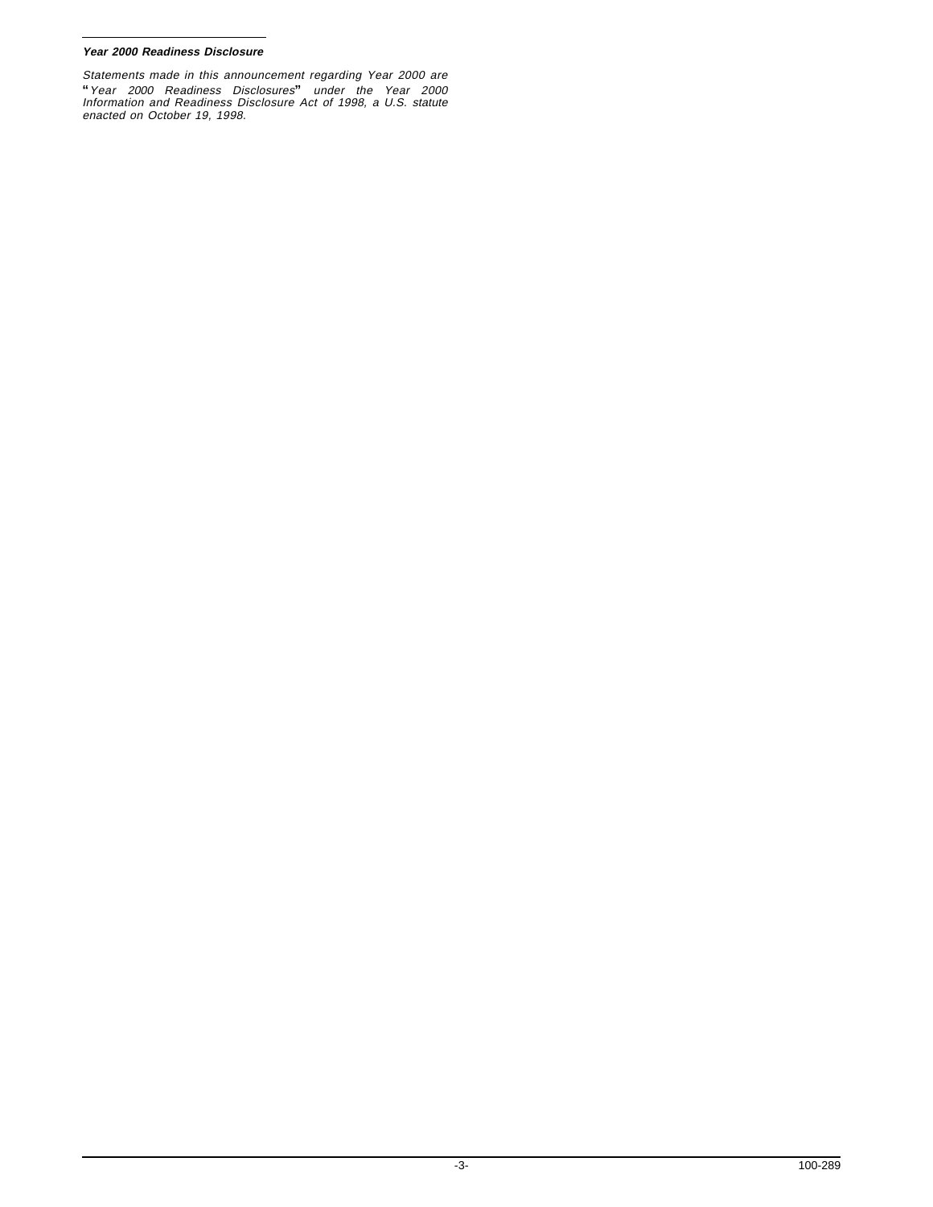***Year 2000 Readiness Disclosure***

*Statements made in this announcement regarding Year 2000 are* **"***Year 2000 Readiness Disclosures***"** *under the Year 2000 Information and Readiness Disclosure Act of 1998, a U.S. statute enacted on October 19, 1998.*